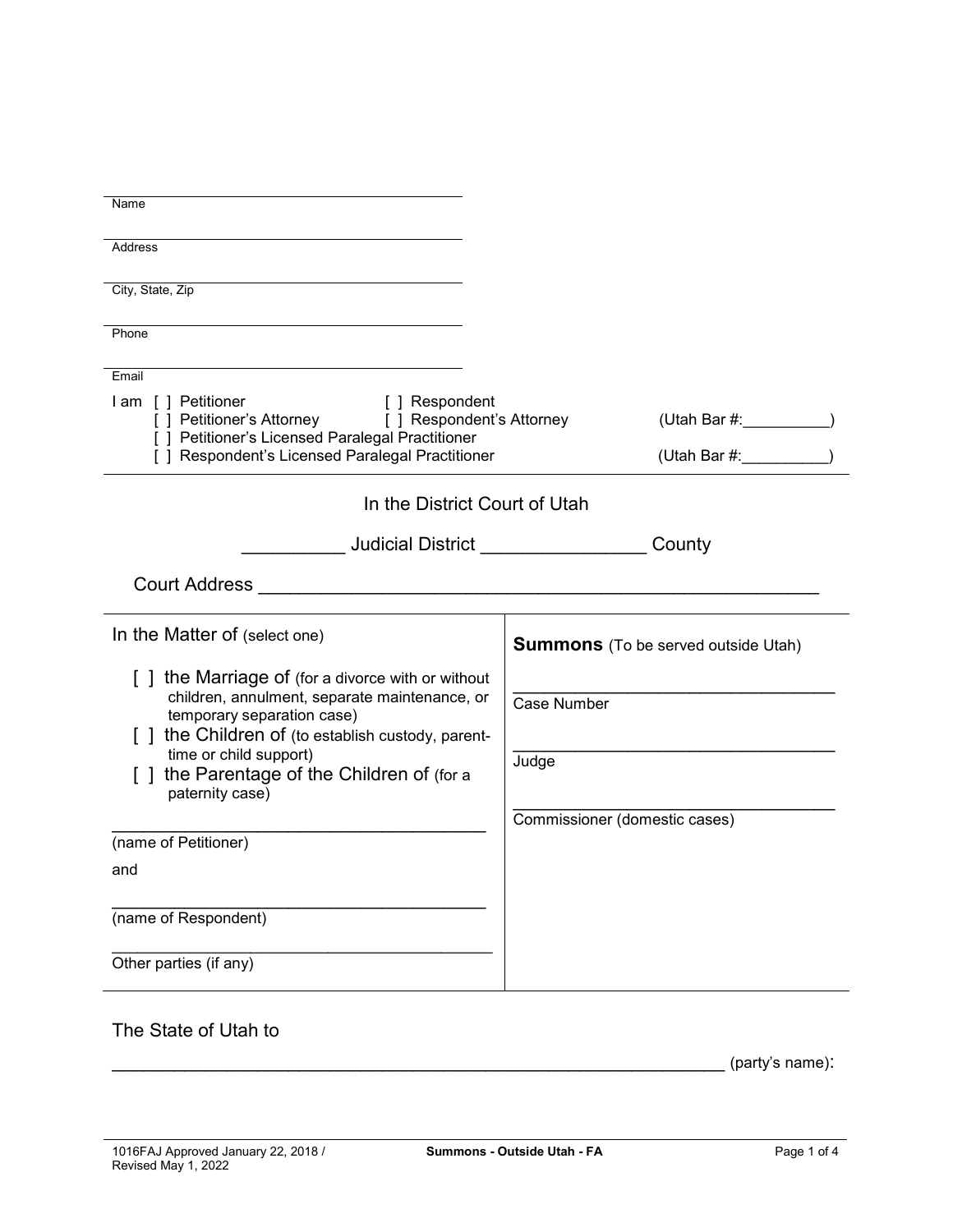______________________________
Name

______________________________
Address

______________________________
City, State, Zip

______________________________
Phone

______________________________
Email

I am [ ] Petitioner [ ] Respondent
[ ] Petitioner's Attorney [ ] Respondent's Attorney (Utah Bar #:__________)
[ ] Petitioner's Licensed Paralegal Practitioner
[ ] Respondent's Licensed Paralegal Practitioner (Utah Bar #:__________)

In the District Court of Utah

__________ Judicial District ________________ County

Court Address ________________________________________________________

| | |
|---|---|
| In the Matter of (select one)<br><br>[ ] the Marriage of (for a divorce with or without children, annulment, separate maintenance, or temporary separation case)<br>[ ] the Children of (to establish custody, parent-time or child support)<br>[ ] the Parentage of the Children of (for a paternity case)<br><br>______________________________________<br>(name of Petitioner)<br><br>and<br><br>______________________________________<br>(name of Respondent)<br><br>______________________________________<br>Other parties (if any) | **Summons** (To be served outside Utah)<br><br>__________________________________<br>Case Number<br><br>__________________________________<br>Judge<br><br>__________________________________<br>Commissioner (domestic cases) |

The State of Utah to

_________________________________________________________________ (party's name):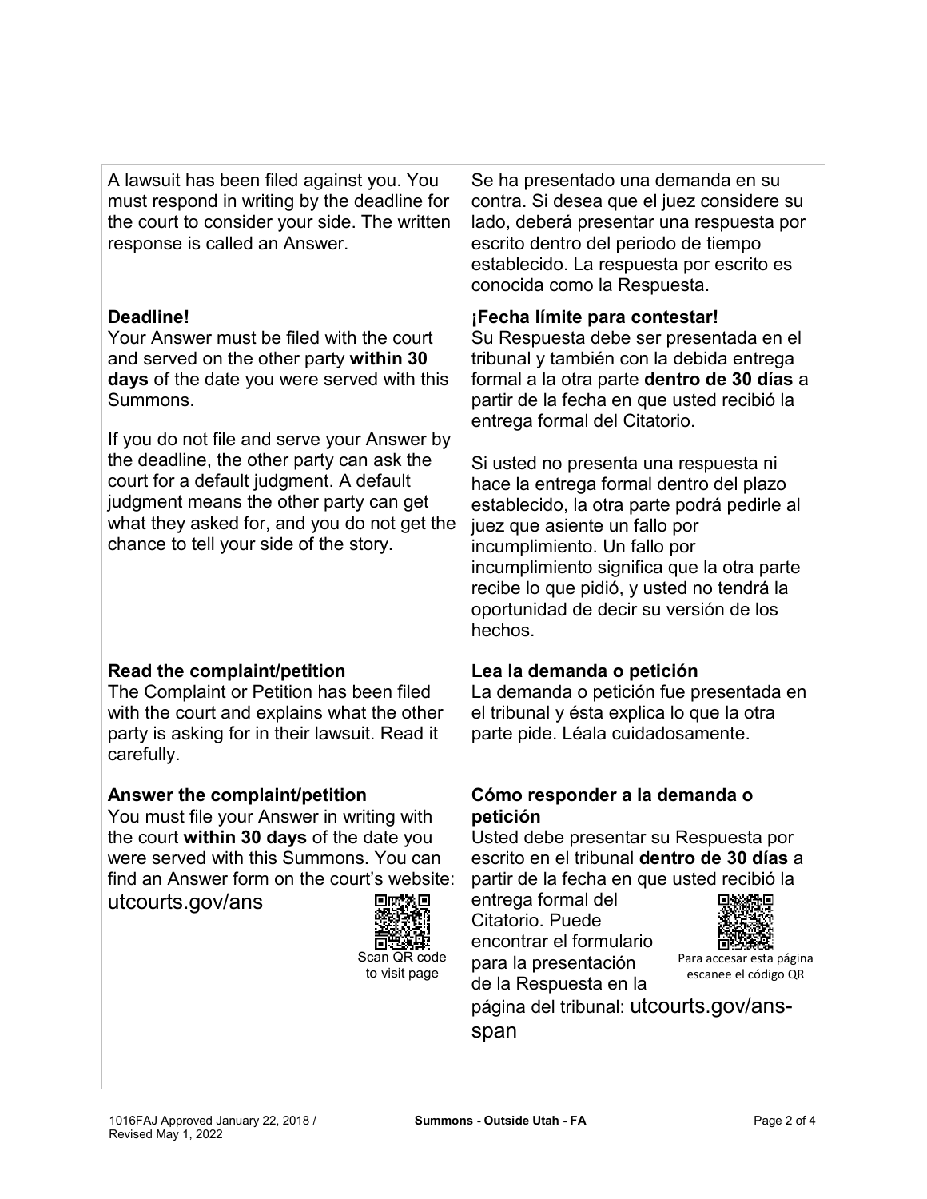A lawsuit has been filed against you. You must respond in writing by the deadline for the court to consider your side. The written response is called an Answer.

### Deadline!

Your Answer must be filed with the court and served on the other party **within 30 days** of the date you were served with this Summons.

If you do not file and serve your Answer by the deadline, the other party can ask the court for a default judgment. A default judgment means the other party can get what they asked for, and you do not get the chance to tell your side of the story.

### Read the complaint/petition

The Complaint or Petition has been filed with the court and explains what the other party is asking for in their lawsuit. Read it carefully.

### Answer the complaint/petition

You must file your Answer in writing with the court **within 30 days** of the date you were served with this Summons. You can find an Answer form on the court's website: utcourts.gov/ans

Scan QR code to visit page

---

Se ha presentado una demanda en su contra. Si desea que el juez considere su lado, deberá presentar una respuesta por escrito dentro del periodo de tiempo establecido. La respuesta por escrito es conocida como la Respuesta.

### ¡Fecha límite para contestar!

Su Respuesta debe ser presentada en el tribunal y también con la debida entrega formal a la otra parte **dentro de 30 días** a partir de la fecha en que usted recibió la entrega formal del Citatorio.

Si usted no presenta una respuesta ni hace la entrega formal dentro del plazo establecido, la otra parte podrá pedirle al juez que asiente un fallo por incumplimiento. Un fallo por incumplimiento significa que la otra parte recibe lo que pidió, y usted no tendrá la oportunidad de decir su versión de los hechos.

### Lea la demanda o petición

La demanda o petición fue presentada en el tribunal y ésta explica lo que la otra parte pide. Léala cuidadosamente.

### Cómo responder a la demanda o petición

Usted debe presentar su Respuesta por escrito en el tribunal **dentro de 30 días** a partir de la fecha en que usted recibió la entrega formal del Citatorio. Puede encontrar el formulario para la presentación de la Respuesta en la página del tribunal: utcourts.gov/ans-span

Para accesar esta página escanee el código QR

1016FAJ Approved January 22, 2018 / Revised May 1, 2022

Summons - Outside Utah - FA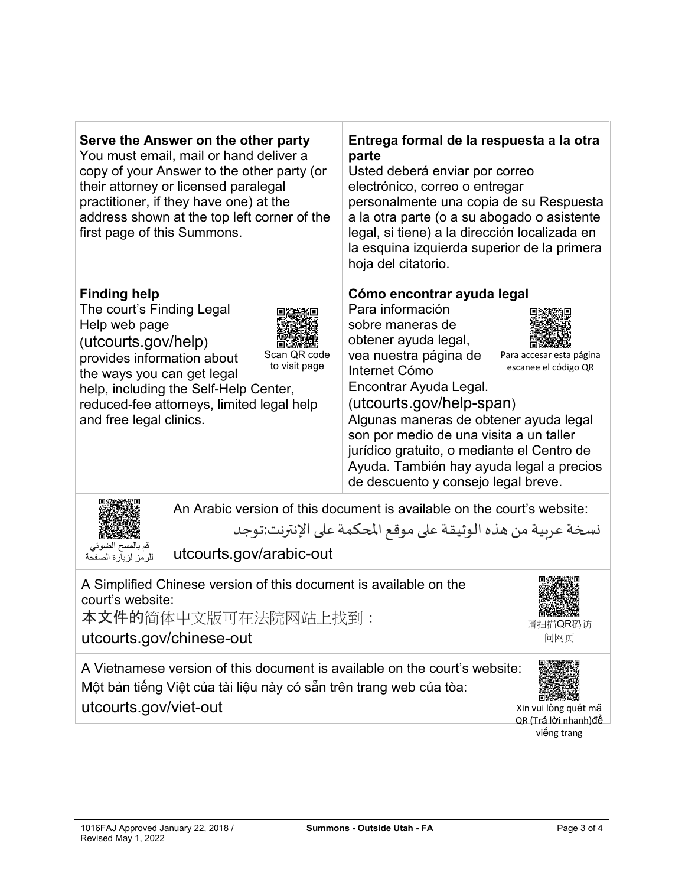**Serve the Answer on the other party**
You must email, mail or hand deliver a copy of your Answer to the other party (or their attorney or licensed paralegal practitioner, if they have one) at the address shown at the top left corner of the first page of this Summons.

**Entrega formal de la respuesta a la otra parte**
Usted deberá enviar por correo electrónico, correo o entregar personalmente una copia de su Respuesta a la otra parte (o a su abogado o asistente legal, si tiene) a la dirección localizada en la esquina izquierda superior de la primera hoja del citatorio.

**Finding help**
The court's Finding Legal Help web page (utcourts.gov/help) provides information about the ways you can get legal help, including the Self-Help Center, reduced-fee attorneys, limited legal help and free legal clinics.

Scan QR code to visit page

**Cómo encontrar ayuda legal**
Para información sobre maneras de obtener ayuda legal, vea nuestra página de Internet Cómo Encontrar Ayuda Legal. (utcourts.gov/help-span) Algunas maneras de obtener ayuda legal son por medio de una visita a un taller jurídico gratuito, o mediante el Centro de Ayuda. También hay ayuda legal a precios de descuento y consejo legal breve.

Para accesar esta página escanee el código QR

An Arabic version of this document is available on the court's website:
نسخة عربية من هذه الوثيقة على موقع المحكمة على الإنترنت:توجد
utcourts.gov/arabic-out

قم بالمسح الضوئي للرمز لزيارة الصفحة

A Simplified Chinese version of this document is available on the court's website:
本文件的简体中文版可在法院网站上找到：
utcourts.gov/chinese-out

请扫描QR码访问网页

A Vietnamese version of this document is available on the court's website:
Một bản tiếng Việt của tài liệu này có sẵn trên trang web của tòa:
utcourts.gov/viet-out

Xin vui lòng quét mã QR (Trả lời nhanh)để viếng trang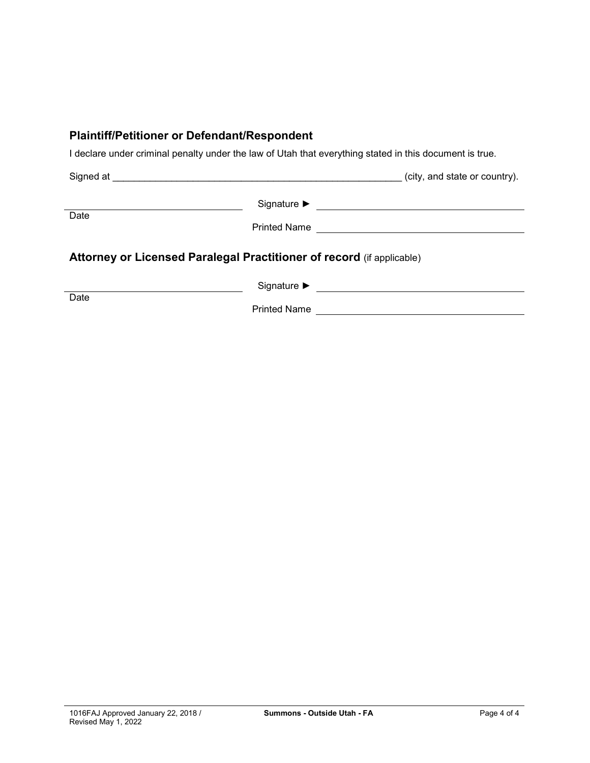## Plaintiff/Petitioner or Defendant/Respondent

I declare under criminal penalty under the law of Utah that everything stated in this document is true.

Signed at _______________________________________________________ (city, and state or country).

Signature ► ______________________________________

______________________________
Date

Printed Name ______________________________________

## Attorney or Licensed Paralegal Practitioner of record (if applicable)

Signature ► ______________________________________

______________________________
Date

Printed Name ______________________________________

1016FAJ Approved January 22, 2018 / Revised May 1, 2022 **Summons - Outside Utah - FA**